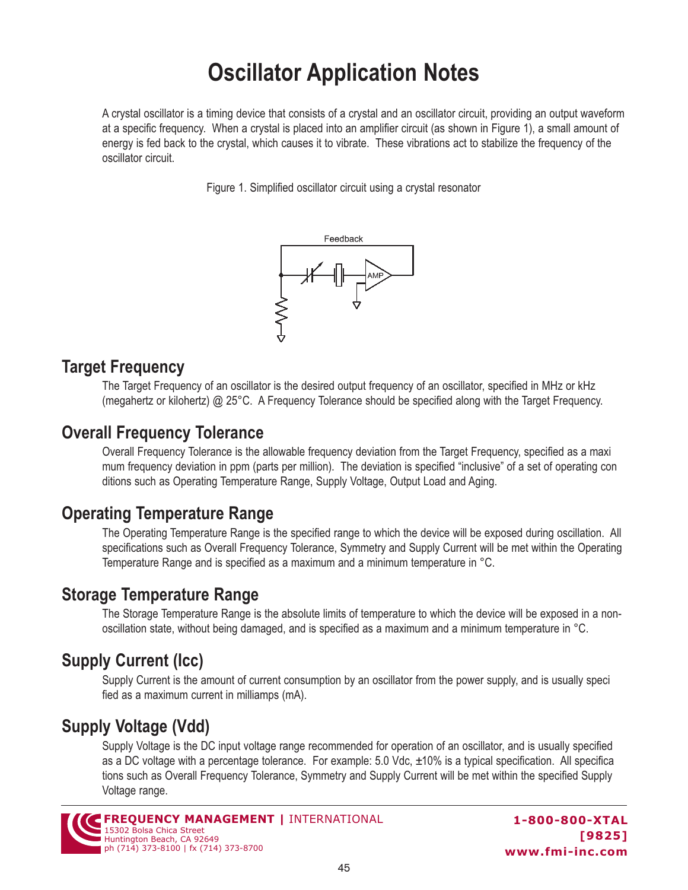# Oscillator Application Notes

A crystal oscillator is a timing device that consists of a crystal and an oscillator circuit, providing an output waveform at a specific frequency. When a crystal is placed into an amplifier circuit (as shown in Figure 1), a small amount of energy is fed back to the crystal, which causes it to vibrate. These vibrations act to stabilize the frequency of the oscillator circuit.

Figure 1. Simplified oscillator circuit using a crystal resonator

## Target Frequency

The Target Frequency of an oscillator is the desired output frequency of an oscillator, specified in MHz or kHz (megahertz or kilohertz) @ 25°C. A Frequency Tolerance should be specified along with the Target Frequency.

## Overall Frequency Tolerance

Overall Frequency Tolerance is the allowable frequency deviation from the Target Frequency, specified as a maxi mum frequency deviation in ppm (parts per million). The deviation is specified "inclusive" of a set of operating con ditions such as Operating Temperature Range, Supply Voltage, Output Load and Aging.

## Operating Temperature Range

The Operating Temperature Range is the specified range to which the device will be exposed during oscillation. All specifications such as Overall Frequency Tolerance, Symmetry and Supply Current will be met within the Operating Temperature Range and is specified as a maximum and a minimum temperature in °C.

## Storage Temperature Range

The Storage Temperature Range is the absolute limits of temperature to which the device will be exposed in a non-oscillation state, without being damaged, and is specified as a maximum and a minimum temperature in °C.

## Supply Current (Icc)

Supply Current is the amount of current consumption by an oscillator from the power supply, and is usually speci fied as a maximum current in milliamps (mA).

## Supply Voltage (Vdd)

Supply Voltage is the DC input voltage range recommended for operation of an oscillator, and is usually specified as a DC voltage with a percentage tolerance. For example: 5.0 Vdc, ±10% is a typical specification. All specifica tions such as Overall Frequency Tolerance, Symmetry and Supply Current will be met within the specified Supply Voltage range.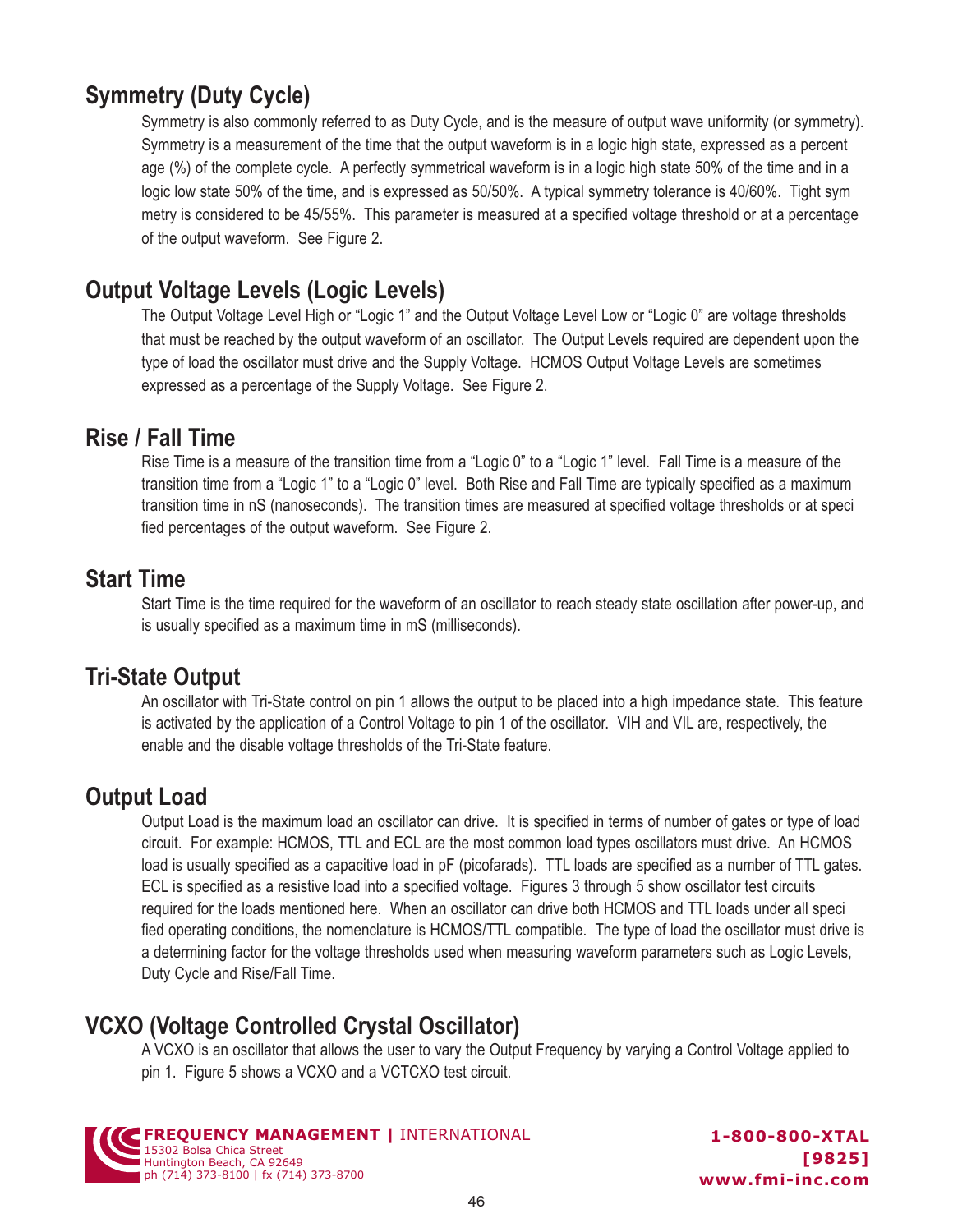## Symmetry (Duty Cycle)

Symmetry is also commonly referred to as Duty Cycle, and is the measure of output wave uniformity (or symmetry). Symmetry is a measurement of the time that the output waveform is in a logic high state, expressed as a percentage (%) of the complete cycle. A perfectly symmetrical waveform is in a logic high state 50% of the time and in a logic low state 50% of the time, and is expressed as 50/50%. A typical symmetry tolerance is 40/60%. Tight symmetry is considered to be 45/55%. This parameter is measured at a specified voltage threshold or at a percentage of the output waveform. See Figure 2.

## Output Voltage Levels (Logic Levels)

The Output Voltage Level High or "Logic 1" and the Output Voltage Level Low or "Logic 0" are voltage thresholds that must be reached by the output waveform of an oscillator. The Output Levels required are dependent upon the type of load the oscillator must drive and the Supply Voltage. HCMOS Output Voltage Levels are sometimes expressed as a percentage of the Supply Voltage. See Figure 2.

## Rise / Fall Time

Rise Time is a measure of the transition time from a "Logic 0" to a "Logic 1" level. Fall Time is a measure of the transition time from a "Logic 1" to a "Logic 0" level. Both Rise and Fall Time are typically specified as a maximum transition time in nS (nanoseconds). The transition times are measured at specified voltage thresholds or at specified percentages of the output waveform. See Figure 2.

## Start Time

Start Time is the time required for the waveform of an oscillator to reach steady state oscillation after power-up, and is usually specified as a maximum time in mS (milliseconds).

## Tri-State Output

An oscillator with Tri-State control on pin 1 allows the output to be placed into a high impedance state. This feature is activated by the application of a Control Voltage to pin 1 of the oscillator. VIH and VIL are, respectively, the enable and the disable voltage thresholds of the Tri-State feature.

## Output Load

Output Load is the maximum load an oscillator can drive. It is specified in terms of number of gates or type of load circuit. For example: HCMOS, TTL and ECL are the most common load types oscillators must drive. An HCMOS load is usually specified as a capacitive load in pF (picofarads). TTL loads are specified as a number of TTL gates. ECL is specified as a resistive load into a specified voltage. Figures 3 through 5 show oscillator test circuits required for the loads mentioned here. When an oscillator can drive both HCMOS and TTL loads under all specified operating conditions, the nomenclature is HCMOS/TTL compatible. The type of load the oscillator must drive is a determining factor for the voltage thresholds used when measuring waveform parameters such as Logic Levels, Duty Cycle and Rise/Fall Time.

## VCXO (Voltage Controlled Crystal Oscillator)

A VCXO is an oscillator that allows the user to vary the Output Frequency by varying a Control Voltage applied to pin 1. Figure 5 shows a VCXO and a VCTCXO test circuit.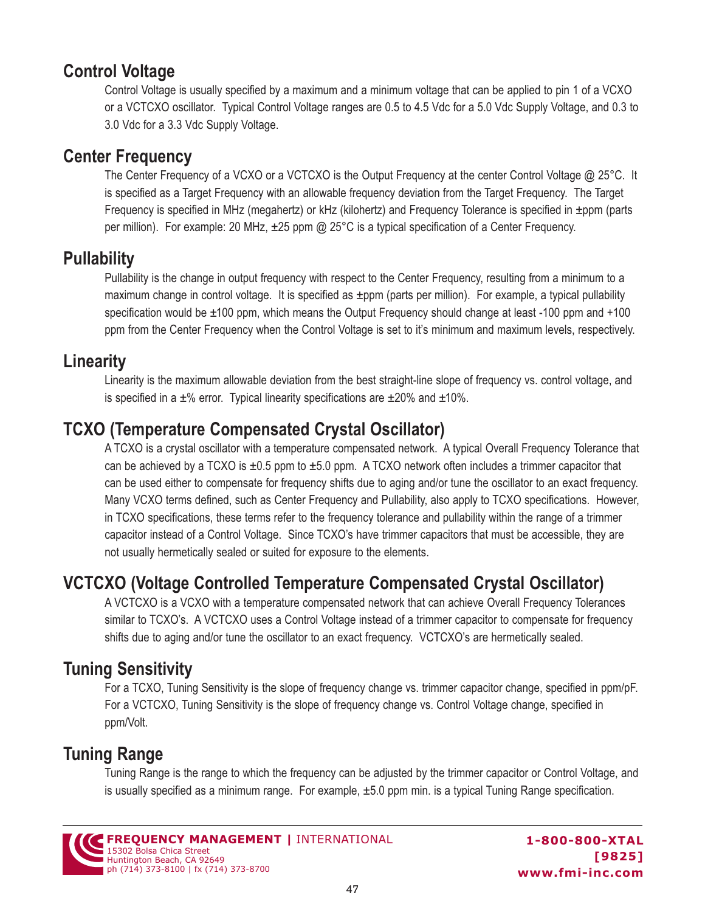## Control Voltage

Control Voltage is usually specified by a maximum and a minimum voltage that can be applied to pin 1 of a VCXO or a VCTCXO oscillator. Typical Control Voltage ranges are 0.5 to 4.5 Vdc for a 5.0 Vdc Supply Voltage, and 0.3 to 3.0 Vdc for a 3.3 Vdc Supply Voltage.

## Center Frequency

The Center Frequency of a VCXO or a VCTCXO is the Output Frequency at the center Control Voltage @ 25°C. It is specified as a Target Frequency with an allowable frequency deviation from the Target Frequency. The Target Frequency is specified in MHz (megahertz) or kHz (kilohertz) and Frequency Tolerance is specified in ±ppm (parts per million). For example: 20 MHz, ±25 ppm @ 25°C is a typical specification of a Center Frequency.

## Pullability

Pullability is the change in output frequency with respect to the Center Frequency, resulting from a minimum to a maximum change in control voltage. It is specified as ±ppm (parts per million). For example, a typical pullability specification would be ±100 ppm, which means the Output Frequency should change at least -100 ppm and +100 ppm from the Center Frequency when the Control Voltage is set to it's minimum and maximum levels, respectively.

## Linearity

Linearity is the maximum allowable deviation from the best straight-line slope of frequency vs. control voltage, and is specified in a ±% error. Typical linearity specifications are ±20% and ±10%.

## TCXO (Temperature Compensated Crystal Oscillator)

A TCXO is a crystal oscillator with a temperature compensated network. A typical Overall Frequency Tolerance that can be achieved by a TCXO is ±0.5 ppm to ±5.0 ppm. A TCXO network often includes a trimmer capacitor that can be used either to compensate for frequency shifts due to aging and/or tune the oscillator to an exact frequency. Many VCXO terms defined, such as Center Frequency and Pullability, also apply to TCXO specifications. However, in TCXO specifications, these terms refer to the frequency tolerance and pullability within the range of a trimmer capacitor instead of a Control Voltage. Since TCXO's have trimmer capacitors that must be accessible, they are not usually hermetically sealed or suited for exposure to the elements.

## VCTCXO (Voltage Controlled Temperature Compensated Crystal Oscillator)

A VCTCXO is a VCXO with a temperature compensated network that can achieve Overall Frequency Tolerances similar to TCXO's. A VCTCXO uses a Control Voltage instead of a trimmer capacitor to compensate for frequency shifts due to aging and/or tune the oscillator to an exact frequency. VCTCXO's are hermetically sealed.

## Tuning Sensitivity

For a TCXO, Tuning Sensitivity is the slope of frequency change vs. trimmer capacitor change, specified in ppm/pF. For a VCTCXO, Tuning Sensitivity is the slope of frequency change vs. Control Voltage change, specified in ppm/Volt.

## Tuning Range

Tuning Range is the range to which the frequency can be adjusted by the trimmer capacitor or Control Voltage, and is usually specified as a minimum range. For example, ±5.0 ppm min. is a typical Tuning Range specification.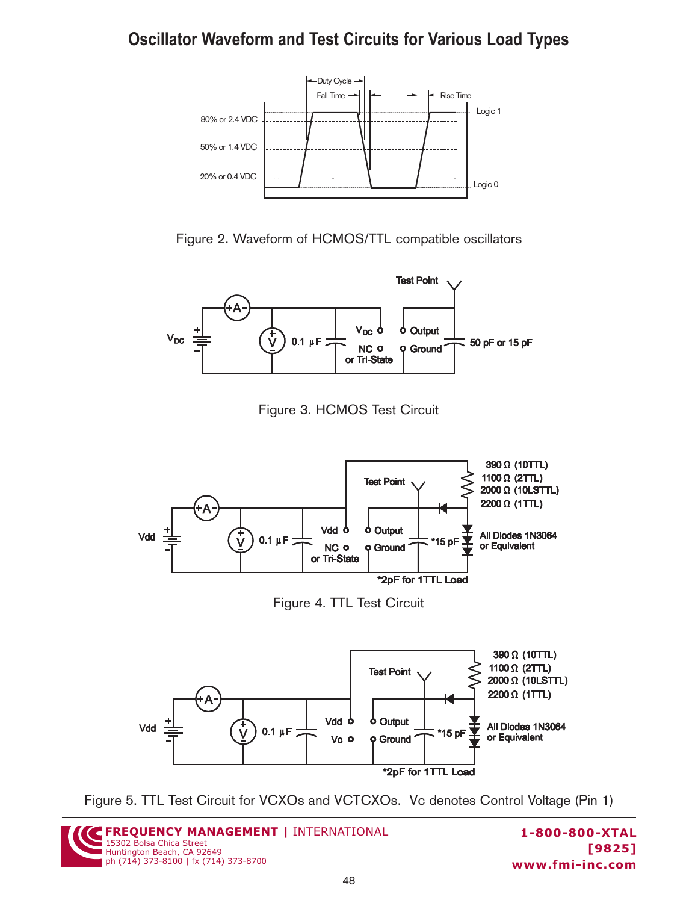# Oscillator Waveform and Test Circuits for Various Load Types

Figure 2. Waveform of HCMOS/TTL compatible oscillators

Figure 3. HCMOS Test Circuit

Figure 4. TTL Test Circuit

Figure 5. TTL Test Circuit for VCXOs and VCTCXOs. Vc denotes Control Voltage (Pin 1)

**FREQUENCY MANAGEMENT** | INTERNATIONAL
15302 Bolsa Chica Street
Huntington Beach, CA 92649
ph (714) 373-8100 | fx (714) 373-8700

**1-800-800-XTAL**
**[9825]**
**www.fmi-inc.com**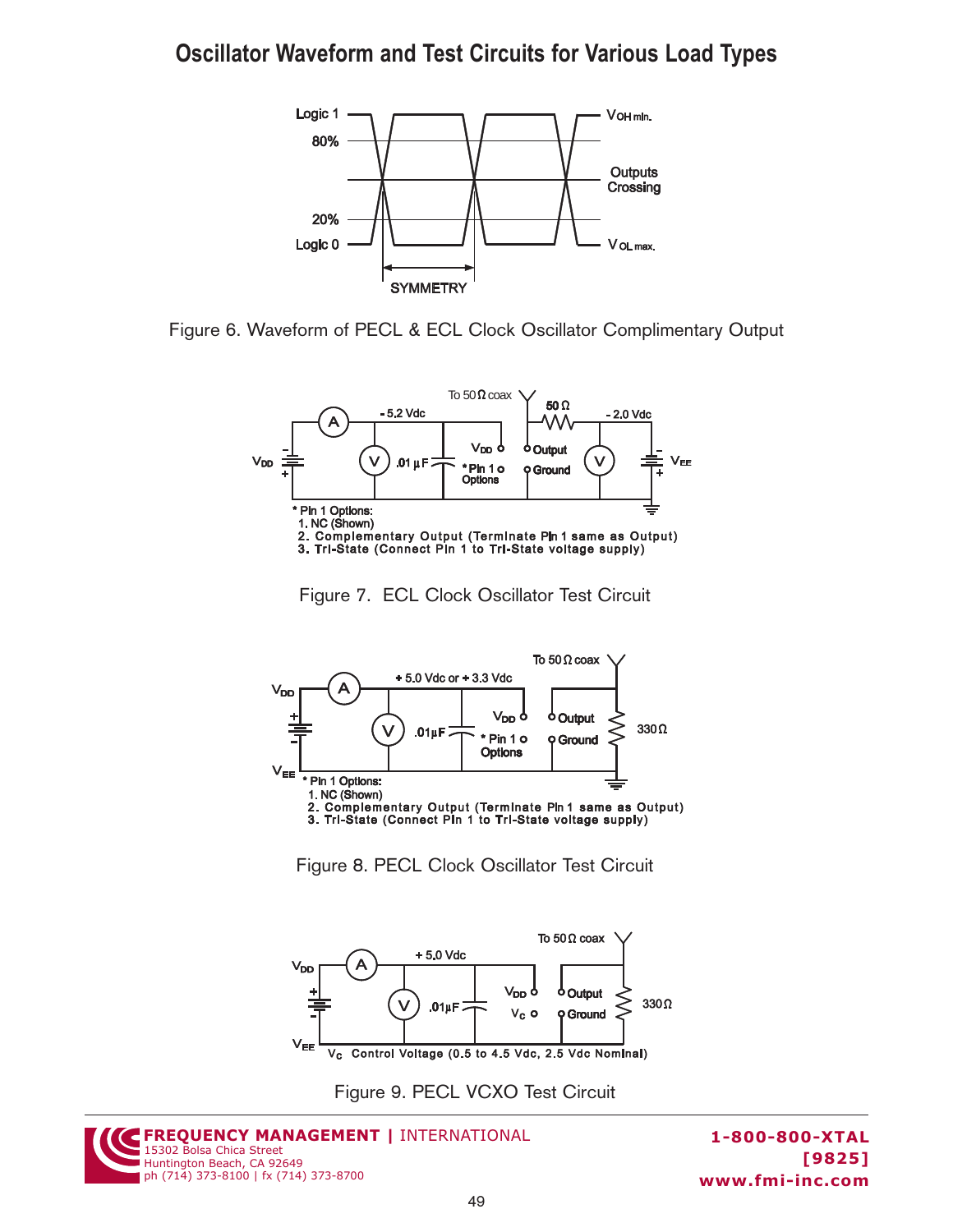# Oscillator Waveform and Test Circuits for Various Load Types

Logic 1

80%

20%

Logic 0

$V_{OH\,min.}$

Outputs Crossing

$V_{OL\,max.}$

SYMMETRY

Figure 6. Waveform of PECL & ECL Clock Oscillator Complimentary Output

To 50Ω coax

- 5.2 Vdc

50 Ω

- 2.0 Vdc

$V_{DD}$

.01 µF

$V_{DD}$

*Pin 1 Options

Output

Ground

$V_{EE}$

* Pin 1 Options:
1. NC (Shown)
2. Complementary Output (Terminate Pin 1 same as Output)
3. Tri-State (Connect Pin 1 to Tri-State voltage supply)

Figure 7. ECL Clock Oscillator Test Circuit

To 50Ω coax

+ 5.0 Vdc or + 3.3 Vdc

$V_{DD}$

.01µF

$V_{DD}$

* Pin 1 Options

Output

Ground

330Ω

$V_{EE}$

* Pin 1 Options:
1. NC (Shown)
2. Complementary Output (Terminate Pin 1 same as Output)
3. Tri-State (Connect Pin 1 to Tri-State voltage supply)

Figure 8. PECL Clock Oscillator Test Circuit

To 50Ω coax

+ 5.0 Vdc

$V_{DD}$

.01µF

$V_{DD}$

$V_C$

Output

Ground

330Ω

$V_{EE}$

$V_C$ Control Voltage (0.5 to 4.5 Vdc, 2.5 Vdc Nominal)

Figure 9. PECL VCXO Test Circuit

FREQUENCY MANAGEMENT | INTERNATIONAL
15302 Bolsa Chica Street
Huntington Beach, CA 92649
ph (714) 373-8100 | fx (714) 373-8700

1-800-800-XTAL
[9825]
www.fmi-inc.com